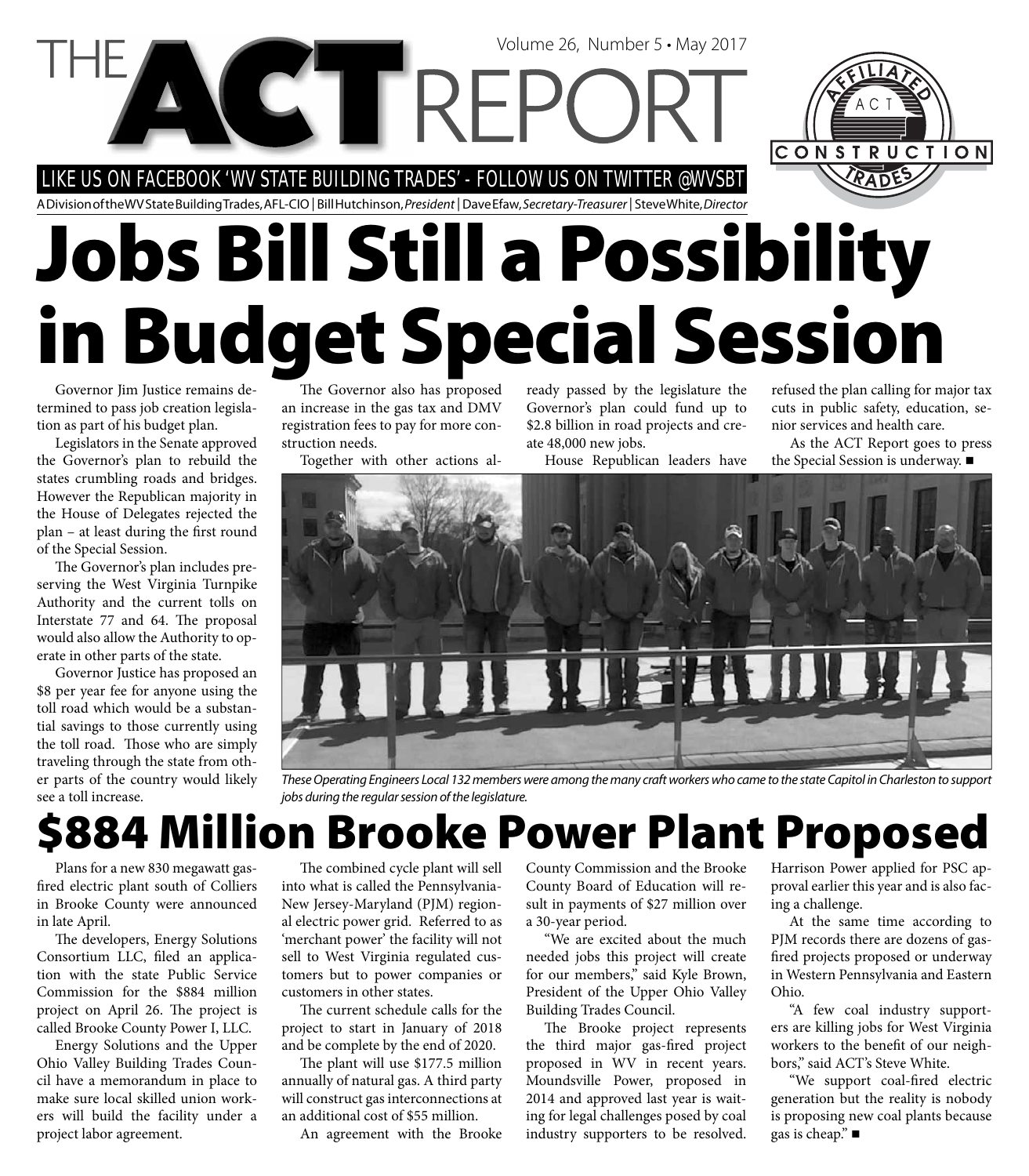# THE ACT REPORT

Volume 26, Number 5 • May 2017

LIKE US ON FACEBOOK 'WV STATE BUILDING TRADES' - FOLLOW US ON TWITTER @WVSBT

A Division of the WV State Building Trades, AFL-CIO | Bill Hutchinson, *President* | Dave Efaw, *Secretary-Treasurer* | Steve White, *Director*

# Jobs Bill Still a Possibility in Budget Special Session

Governor Jim Justice remains determined to pass job creation legislation as part of his budget plan.

Legislators in the Senate approved the Governor's plan to rebuild the states crumbling roads and bridges. However the Republican majority in the House of Delegates rejected the plan – at least during the first round of the Special Session.

The Governor's plan includes preserving the West Virginia Turnpike Authority and the current tolls on Interstate 77 and 64. The proposal would also allow the Authority to operate in other parts of the state.

Governor Justice has proposed an \$8 per year fee for anyone using the toll road which would be a substantial savings to those currently using the toll road. Those who are simply traveling through the state from other parts of the country would likely see a toll increase.

The Governor also has proposed an increase in the gas tax and DMV registration fees to pay for more construction needs.

Together with other actions already passed by the legislature the Governor's plan could fund up to \$2.8 billion in road projects and create 48,000 new jobs.

House Republican leaders have refused the plan calling for major tax cuts in public safety, education, senior services and health care.

As the ACT Report goes to press the Special Session is underway. ■

*These Operating Engineers Local 132 members were among the many craft workers who came to the state Capitol in Charleston to support jobs during the regular session of the legislature.*

# \$884 Million Brooke Power Plant Proposed

Plans for a new 830 megawatt gas-fired electric plant south of Colliers in Brooke County were announced in late April.

The developers, Energy Solutions Consortium LLC, filed an application with the state Public Service Commission for the \$884 million project on April 26. The project is called Brooke County Power I, LLC.

Energy Solutions and the Upper Ohio Valley Building Trades Council have a memorandum in place to make sure local skilled union workers will build the facility under a project labor agreement.

The combined cycle plant will sell into what is called the Pennsylvania-New Jersey-Maryland (PJM) regional electric power grid. Referred to as 'merchant power' the facility will not sell to West Virginia regulated customers but to power companies or customers in other states.

The current schedule calls for the project to start in January of 2018 and be complete by the end of 2020.

The plant will use \$177.5 million annually of natural gas. A third party will construct gas interconnections at an additional cost of \$55 million.

An agreement with the Brooke County Commission and the Brooke County Board of Education will result in payments of \$27 million over a 30-year period.

"We are excited about the much needed jobs this project will create for our members," said Kyle Brown, President of the Upper Ohio Valley Building Trades Council.

The Brooke project represents the third major gas-fired project proposed in WV in recent years. Moundsville Power, proposed in 2014 and approved last year is waiting for legal challenges posed by coal industry supporters to be resolved. Harrison Power applied for PSC approval earlier this year and is also facing a challenge.

At the same time according to PJM records there are dozens of gas-fired projects proposed or underway in Western Pennsylvania and Eastern Ohio.

"A few coal industry supporters are killing jobs for West Virginia workers to the benefit of our neighbors," said ACT's Steve White.

"We support coal-fired electric generation but the reality is nobody is proposing new coal plants because gas is cheap." ■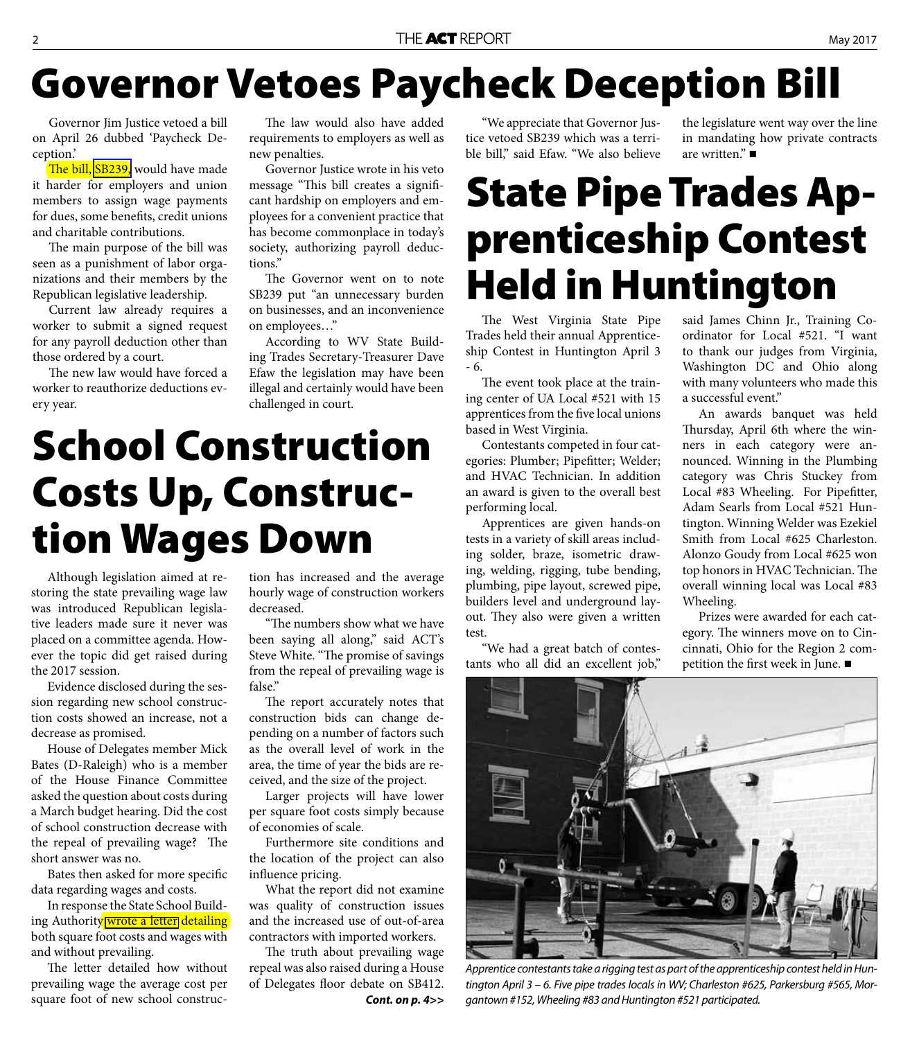# Governor Vetoes Paycheck Deception Bill

Governor Jim Justice vetoed a bill on April 26 dubbed 'Paycheck Deception.'

The bill, SB239, would have made it harder for employers and union members to assign wage payments for dues, some benefits, credit unions and charitable contributions.

The main purpose of the bill was seen as a punishment of labor organizations and their members by the Republican legislative leadership.

Current law already requires a worker to submit a signed request for any payroll deduction other than those ordered by a court.

The new law would have forced a worker to reauthorize deductions every year.

The law would also have added requirements to employers as well as new penalties.

Governor Justice wrote in his veto message "This bill creates a significant hardship on employers and employees for a convenient practice that has become commonplace in today's society, authorizing payroll deductions."

The Governor went on to note SB239 put "an unnecessary burden on businesses, and an inconvenience on employees…"

According to WV State Building Trades Secretary-Treasurer Dave Efaw the legislation may have been illegal and certainly would have been challenged in court.

"We appreciate that Governor Justice vetoed SB239 which was a terrible bill," said Efaw. "We also believe the legislature went way over the line in mandating how private contracts are written." ■

# School Construction Costs Up, Construction Wages Down

Although legislation aimed at restoring the state prevailing wage law was introduced Republican legislative leaders made sure it never was placed on a committee agenda. However the topic did get raised during the 2017 session.

Evidence disclosed during the session regarding new school construction costs showed an increase, not a decrease as promised.

House of Delegates member Mick Bates (D-Raleigh) who is a member of the House Finance Committee asked the question about costs during a March budget hearing. Did the cost of school construction decrease with the repeal of prevailing wage? The short answer was no.

Bates then asked for more specific data regarding wages and costs.

In response the State School Building Authority wrote a letter detailing both square foot costs and wages with and without prevailing.

The letter detailed how without prevailing wage the average cost per square foot of new school construction has increased and the average hourly wage of construction workers decreased.

"The numbers show what we have been saying all along," said ACT's Steve White. "The promise of savings from the repeal of prevailing wage is false."

The report accurately notes that construction bids can change depending on a number of factors such as the overall level of work in the area, the time of year the bids are received, and the size of the project.

Larger projects will have lower per square foot costs simply because of economies of scale.

Furthermore site conditions and the location of the project can also influence pricing.

What the report did not examine was quality of construction issues and the increased use of out-of-area contractors with imported workers.

The truth about prevailing wage repeal was also raised during a House of Delegates floor debate on SB412.

***Cont. on p. 4>>***

# State Pipe Trades Apprenticeship Contest Held in Huntington

The West Virginia State Pipe Trades held their annual Apprenticeship Contest in Huntington April 3 - 6.

The event took place at the training center of UA Local #521 with 15 apprentices from the five local unions based in West Virginia.

Contestants competed in four categories: Plumber; Pipefitter; Welder; and HVAC Technician. In addition an award is given to the overall best performing local.

Apprentices are given hands-on tests in a variety of skill areas including solder, braze, isometric drawing, welding, rigging, tube bending, plumbing, pipe layout, screwed pipe, builders level and underground layout. They also were given a written test.

"We had a great batch of contestants who all did an excellent job," said James Chinn Jr., Training Coordinator for Local #521. "I want to thank our judges from Virginia, Washington DC and Ohio along with many volunteers who made this a successful event."

An awards banquet was held Thursday, April 6th where the winners in each category were announced. Winning in the Plumbing category was Chris Stuckey from Local #83 Wheeling. For Pipefitter, Adam Searls from Local #521 Huntington. Winning Welder was Ezekiel Smith from Local #625 Charleston. Alonzo Goudy from Local #625 won top honors in HVAC Technician. The overall winning local was Local #83 Wheeling.

Prizes were awarded for each category. The winners move on to Cincinnati, Ohio for the Region 2 competition the first week in June. ■

*Apprentice contestants take a rigging test as part of the apprenticeship contest held in Huntington April 3 – 6. Five pipe trades locals in WV; Charleston #625, Parkersburg #565, Morgantown #152, Wheeling #83 and Huntington #521 participated.*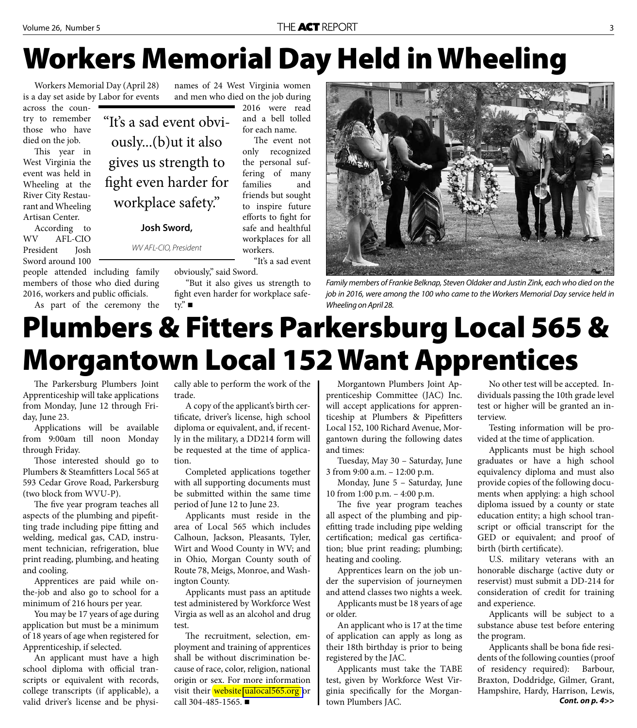# Workers Memorial Day Held in Wheeling

Workers Memorial Day (April 28) is a day set aside by Labor for events across the country to remember those who have died on the job.

This year in West Virginia the event was held in Wheeling at the River City Restaurant and Wheeling Artisan Center.

According to WV AFL-CIO President Josh Sword around 100 people attended including family members of those who died during 2016, workers and public officials.

As part of the ceremony the names of 24 West Virginia women and men who died on the job during 2016 were read and a bell tolled for each name.

> "It's a sad event obviously...(b)ut it also gives us strength to fight even harder for workplace safety."
>
> **Josh Sword,**
>
> *WV AFL-CIO, President*

The event not only recognized the personal suffering of many families and friends but sought to inspire future efforts to fight for safe and healthful workplaces for all workers.

"It's a sad event obviously," said Sword.

"But it also gives us strength to fight even harder for workplace safety." ■

*Family members of Frankie Belknap, Steven Oldaker and Justin Zink, each who died on the job in 2016, were among the 100 who came to the Workers Memorial Day service held in Wheeling on April 28.*

# Plumbers & Fitters Parkersburg Local 565 & Morgantown Local 152 Want Apprentices

The Parkersburg Plumbers Joint Apprenticeship will take applications from Monday, June 12 through Friday, June 23.

Applications will be available from 9:00am till noon Monday through Friday.

Those interested should go to Plumbers & Steamfitters Local 565 at 593 Cedar Grove Road, Parkersburg (two block from WVU-P).

The five year program teaches all aspects of the plumbing and pipefitting trade including pipe fitting and welding, medical gas, CAD, instrument technician, refrigeration, blue print reading, plumbing, and heating and cooling.

Apprentices are paid while on-the-job and also go to school for a minimum of 216 hours per year.

You may be 17 years of age during application but must be a minimum of 18 years of age when registered for Apprenticeship, if selected.

An applicant must have a high school diploma with official transcripts or equivalent with records, college transcripts (if applicable), a valid driver's license and be physically able to perform the work of the trade.

A copy of the applicant's birth certificate, driver's license, high school diploma or equivalent, and, if recently in the military, a DD214 form will be requested at the time of application.

Completed applications together with all supporting documents must be submitted within the same time period of June 12 to June 23.

Applicants must reside in the area of Local 565 which includes Calhoun, Jackson, Pleasants, Tyler, Wirt and Wood County in WV; and in Ohio, Morgan County south of Route 78, Meigs, Monroe, and Washington County.

Applicants must pass an aptitude test administered by Workforce West Virgia as well as an alcohol and drug test.

The recruitment, selection, employment and training of apprentices shall be without discrimination because of race, color, religion, national origin or sex. For more information visit their website ualocal565.org or call 304-485-1565. ■

Morgantown Plumbers Joint Apprenticeship Committee (JAC) Inc. will accept applications for apprenticeship at Plumbers & Pipefitters Local 152, 100 Richard Avenue, Morgantown during the following dates and times:

Tuesday, May 30 – Saturday, June 3 from 9:00 a.m. – 12:00 p.m.

Monday, June 5 – Saturday, June 10 from 1:00 p.m. – 4:00 p.m.

The five year program teaches all aspect of the plumbing and pipefitting trade including pipe welding certification; medical gas certification; blue print reading; plumbing; heating and cooling.

Apprentices learn on the job under the supervision of journeymen and attend classes two nights a week.

Applicants must be 18 years of age or older.

An applicant who is 17 at the time of application can apply as long as their 18th birthday is prior to being registered by the JAC.

Applicants must take the TABE test, given by Workforce West Virginia specifically for the Morgantown Plumbers JAC.

No other test will be accepted. Individuals passing the 10th grade level test or higher will be granted an interview.

Testing information will be provided at the time of application.

Applicants must be high school graduates or have a high school equivalency diploma and must also provide copies of the following documents when applying: a high school diploma issued by a county or state education entity; a high school transcript or official transcript for the GED or equivalent; and proof of birth (birth certificate).

U.S. military veterans with an honorable discharge (active duty or reservist) must submit a DD-214 for consideration of credit for training and experience.

Applicants will be subject to a substance abuse test before entering the program.

Applicants shall be bona fide residents of the following counties (proof of residency required): Barbour, Braxton, Doddridge, Gilmer, Grant, Hampshire, Hardy, Harrison, Lewis,

***Cont. on p. 4>>***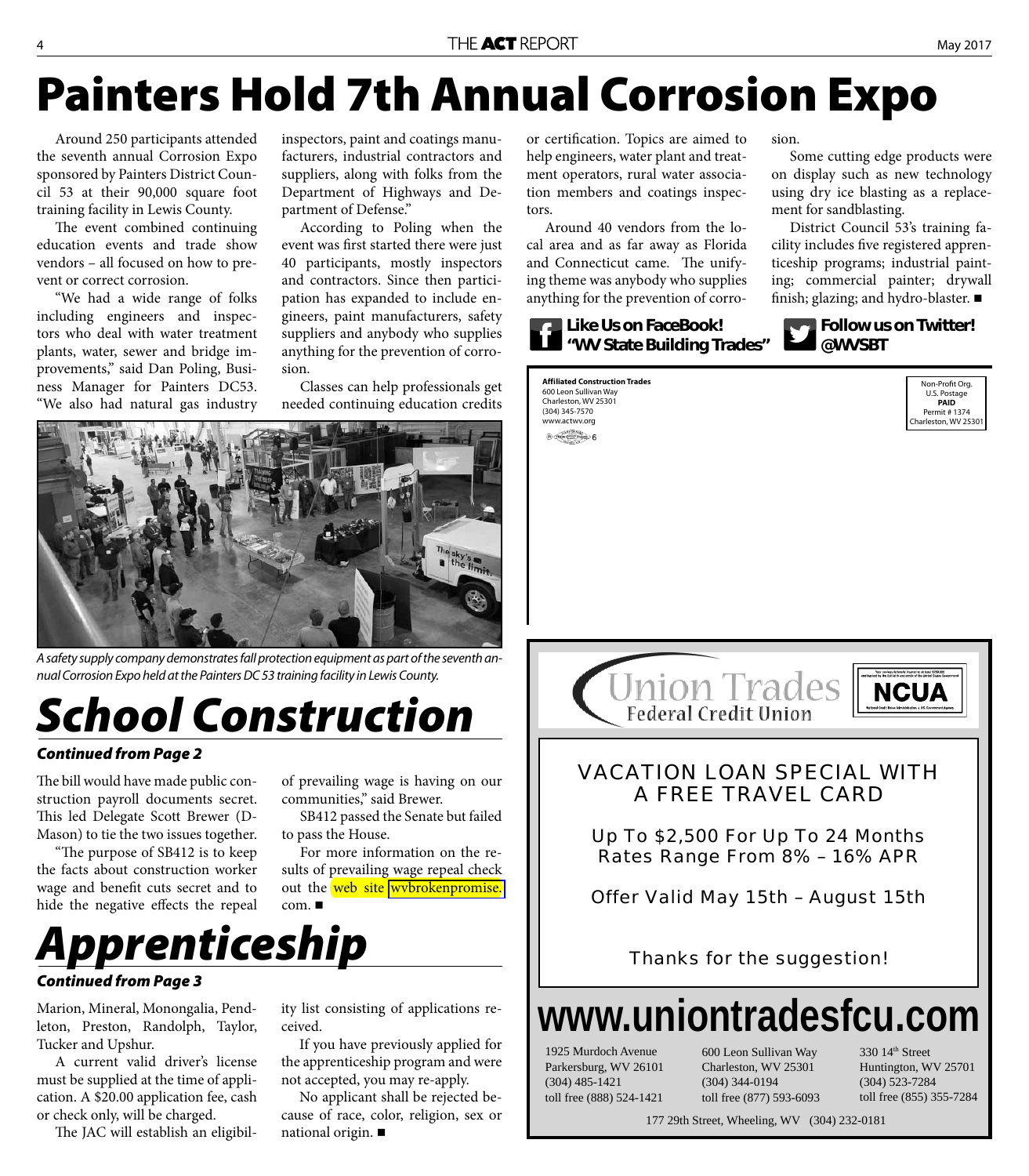# Painters Hold 7th Annual Corrosion Expo

Around 250 participants attended the seventh annual Corrosion Expo sponsored by Painters District Council 53 at their 90,000 square foot training facility in Lewis County.

The event combined continuing education events and trade show vendors – all focused on how to prevent or correct corrosion.

"We had a wide range of folks including engineers and inspectors who deal with water treatment plants, water, sewer and bridge improvements," said Dan Poling, Business Manager for Painters DC53. "We also had natural gas industry inspectors, paint and coatings manufacturers, industrial contractors and suppliers, along with folks from the Department of Highways and Department of Defense."

According to Poling when the event was first started there were just 40 participants, mostly inspectors and contractors. Since then participation has expanded to include engineers, paint manufacturers, safety suppliers and anybody who supplies anything for the prevention of corrosion.

Classes can help professionals get needed continuing education credits or certification. Topics are aimed to help engineers, water plant and treatment operators, rural water association members and coatings inspectors.

Around 40 vendors from the local area and as far away as Florida and Connecticut came. The unifying theme was anybody who supplies anything for the prevention of corrosion.

Some cutting edge products were on display such as new technology using dry ice blasting as a replacement for sandblasting.

District Council 53's training facility includes five registered apprenticeship programs; industrial painting; commercial painter; drywall finish; glazing; and hydro-blaster. ■

*A safety supply company demonstrates fall protection equipment as part of the seventh annual Corrosion Expo held at the Painters DC 53 training facility in Lewis County.*

**Like Us on FaceBook! "WV State Building Trades"**

**Follow us on Twitter! @WVSBT**

**Affiliated Construction Trades**
600 Leon Sullivan Way
Charleston, WV 25301
(304) 345-7570
www.actwv.org

Non-Profit Org.
U.S. Postage
**PAID**
Permit # 1374
Charleston, WV 25301

# School Construction

***Continued from Page 2***

The bill would have made public construction payroll documents secret. This led Delegate Scott Brewer (D-Mason) to tie the two issues together.

"The purpose of SB412 is to keep the facts about construction worker wage and benefit cuts secret and to hide the negative effects the repeal of prevailing wage is having on our communities," said Brewer.

SB412 passed the Senate but failed to pass the House.

For more information on the results of prevailing wage repeal check out the web site wvbrokenpromise.com. ■

# Apprenticeship

***Continued from Page 3***

Marion, Mineral, Monongalia, Pendleton, Preston, Randolph, Taylor, Tucker and Upshur.

A current valid driver's license must be supplied at the time of application. A $20.00 application fee, cash or check only, will be charged.

The JAC will establish an eligibility list consisting of applications received.

If you have previously applied for the apprenticeship program and were not accepted, you may re-apply.

No applicant shall be rejected because of race, color, religion, sex or national origin. ■

**Union Trades Federal Credit Union**

NCUA

VACATION LOAN SPECIAL WITH A FREE TRAVEL CARD

Up To $2,500 For Up To 24 Months
Rates Range From 8% – 16% APR

Offer Valid May 15th – August 15th

Thanks for the suggestion!

**www.uniontradesfcu.com**

1925 Murdoch Avenue
Parkersburg, WV 26101
(304) 485-1421
toll free (888) 524-1421

600 Leon Sullivan Way
Charleston, WV 25301
(304) 344-0194
toll free (877) 593-6093

330 14th Street
Huntington, WV 25701
(304) 523-7284
toll free (855) 355-7284

177 29th Street, Wheeling, WV (304) 232-0181